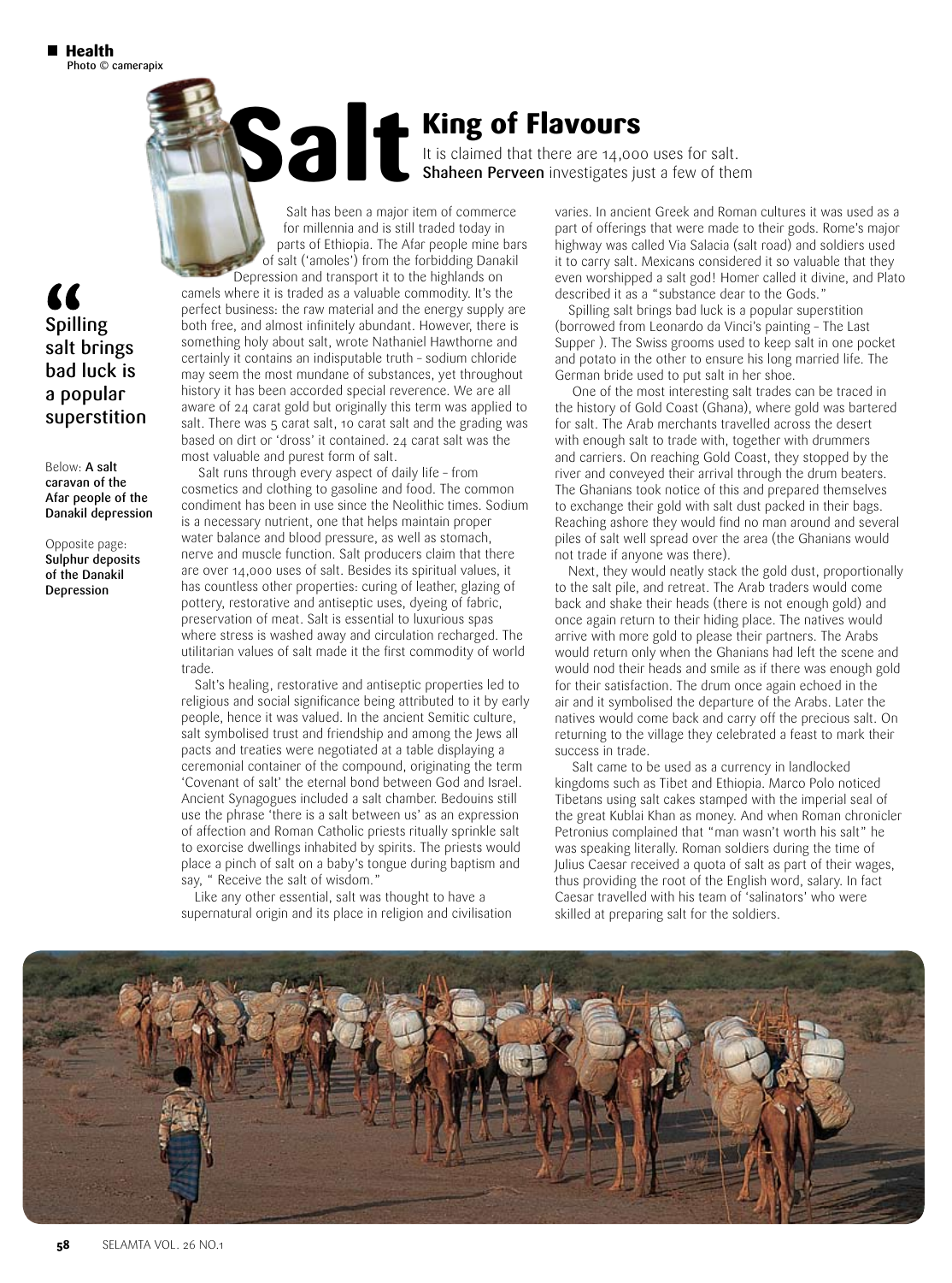# Salt

## King of Flavours

It is claimed that there are 14,000 uses for salt. **Shaheen Perveen** investigates just a few of them

Photo © camerapix

> **"Spilling salt brings bad luck is a popular superstition**

Below: **A salt caravan of the Afar people of the Danakil depression**

Opposite page: **Sulphur deposits of the Danakil Depression**

Salt has been a major item of commerce for millennia and is still traded today in parts of Ethiopia. The Afar people mine bars of salt ('amoles') from the forbidding Danakil Depression and transport it to the highlands on camels where it is traded as a valuable commodity. It's the perfect business: the raw material and the energy supply are both free, and almost infinitely abundant. However, there is something holy about salt, wrote Nathaniel Hawthorne and certainly it contains an indisputable truth – sodium chloride may seem the most mundane of substances, yet throughout history it has been accorded special reverence. We are all aware of 24 carat gold but originally this term was applied to salt. There was 5 carat salt, 10 carat salt and the grading was based on dirt or 'dross' it contained. 24 carat salt was the most valuable and purest form of salt.

Salt runs through every aspect of daily life – from cosmetics and clothing to gasoline and food. The common condiment has been in use since the Neolithic times. Sodium is a necessary nutrient, one that helps maintain proper water balance and blood pressure, as well as stomach, nerve and muscle function. Salt producers claim that there are over 14,000 uses of salt. Besides its spiritual values, it has countless other properties: curing of leather, glazing of pottery, restorative and antiseptic uses, dyeing of fabric, preservation of meat. Salt is essential to luxurious spas where stress is washed away and circulation recharged. The utilitarian values of salt made it the first commodity of world trade.

Salt's healing, restorative and antiseptic properties led to religious and social significance being attributed to it by early people, hence it was valued. In the ancient Semitic culture, salt symbolised trust and friendship and among the Jews all pacts and treaties were negotiated at a table displaying a ceremonial container of the compound, originating the term 'Covenant of salt' the eternal bond between God and Israel. Ancient Synagogues included a salt chamber. Bedouins still use the phrase 'there is a salt between us' as an expression of affection and Roman Catholic priests ritually sprinkle salt to exorcise dwellings inhabited by spirits. The priests would place a pinch of salt on a baby's tongue during baptism and say, " Receive the salt of wisdom."

Like any other essential, salt was thought to have a supernatural origin and its place in religion and civilisation varies. In ancient Greek and Roman cultures it was used as a part of offerings that were made to their gods. Rome's major highway was called Via Salacia (salt road) and soldiers used it to carry salt. Mexicans considered it so valuable that they even worshipped a salt god! Homer called it divine, and Plato described it as a "substance dear to the Gods."

Spilling salt brings bad luck is a popular superstition (borrowed from Leonardo da Vinci's painting – The Last Supper ). The Swiss grooms used to keep salt in one pocket and potato in the other to ensure his long married life. The German bride used to put salt in her shoe.

One of the most interesting salt trades can be traced in the history of Gold Coast (Ghana), where gold was bartered for salt. The Arab merchants travelled across the desert with enough salt to trade with, together with drummers and carriers. On reaching Gold Coast, they stopped by the river and conveyed their arrival through the drum beaters. The Ghanians took notice of this and prepared themselves to exchange their gold with salt dust packed in their bags. Reaching ashore they would find no man around and several piles of salt well spread over the area (the Ghanians would not trade if anyone was there).

Next, they would neatly stack the gold dust, proportionally to the salt pile, and retreat. The Arab traders would come back and shake their heads (there is not enough gold) and once again return to their hiding place. The natives would arrive with more gold to please their partners. The Arabs would return only when the Ghanians had left the scene and would nod their heads and smile as if there was enough gold for their satisfaction. The drum once again echoed in the air and it symbolised the departure of the Arabs. Later the natives would come back and carry off the precious salt. On returning to the village they celebrated a feast to mark their success in trade.

Salt came to be used as a currency in landlocked kingdoms such as Tibet and Ethiopia. Marco Polo noticed Tibetans using salt cakes stamped with the imperial seal of the great Kublai Khan as money. And when Roman chronicler Petronius complained that "man wasn't worth his salt" he was speaking literally. Roman soldiers during the time of Julius Caesar received a quota of salt as part of their wages, thus providing the root of the English word, salary. In fact Caesar travelled with his team of 'salinators' who were skilled at preparing salt for the soldiers.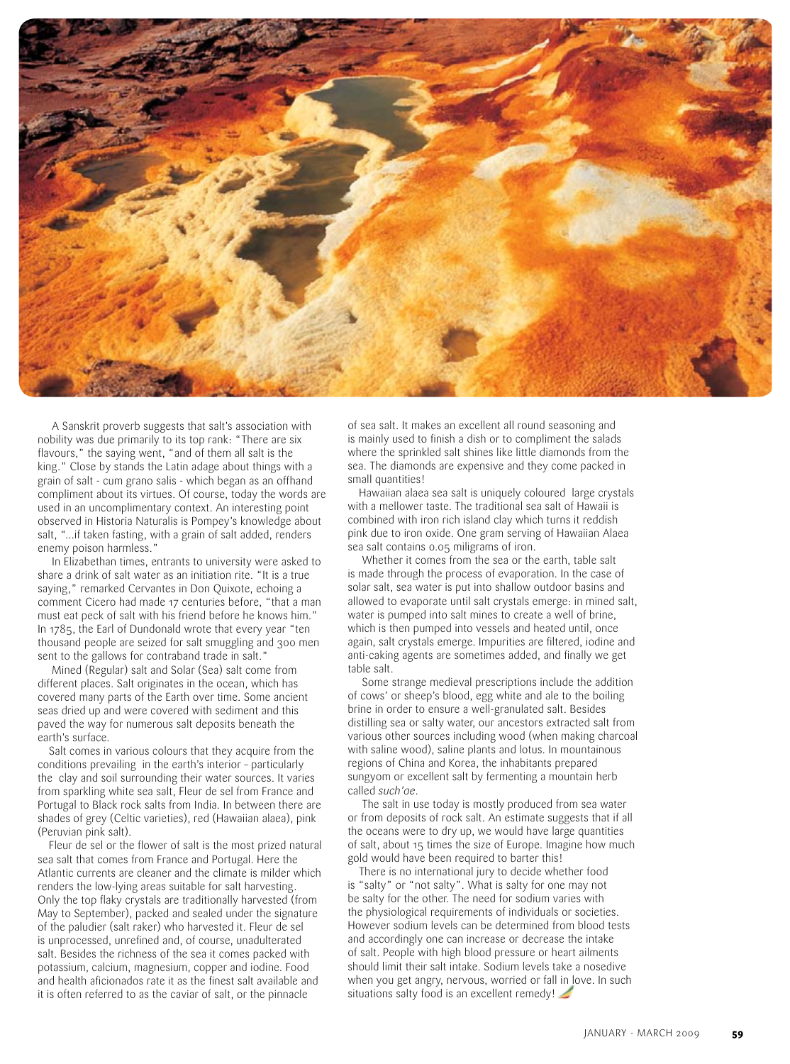A Sanskrit proverb suggests that salt's association with nobility was due primarily to its top rank: "There are six flavours," the saying went, "and of them all salt is the king." Close by stands the Latin adage about things with a grain of salt - cum grano salis - which began as an offhand compliment about its virtues. Of course, today the words are used in an uncomplimentary context. An interesting point observed in Historia Naturalis is Pompey's knowledge about salt, "...if taken fasting, with a grain of salt added, renders enemy poison harmless."

In Elizabethan times, entrants to university were asked to share a drink of salt water as an initiation rite. "It is a true saying," remarked Cervantes in Don Quixote, echoing a comment Cicero had made 17 centuries before, "that a man must eat peck of salt with his friend before he knows him." In 1785, the Earl of Dundonald wrote that every year "ten thousand people are seized for salt smuggling and 300 men sent to the gallows for contraband trade in salt."

Mined (Regular) salt and Solar (Sea) salt come from different places. Salt originates in the ocean, which has covered many parts of the Earth over time. Some ancient seas dried up and were covered with sediment and this paved the way for numerous salt deposits beneath the earth's surface.

Salt comes in various colours that they acquire from the conditions prevailing in the earth's interior – particularly the clay and soil surrounding their water sources. It varies from sparkling white sea salt, Fleur de sel from France and Portugal to Black rock salts from India. In between there are shades of grey (Celtic varieties), red (Hawaiian alaea), pink (Peruvian pink salt).

Fleur de sel or the flower of salt is the most prized natural sea salt that comes from France and Portugal. Here the Atlantic currents are cleaner and the climate is milder which renders the low-lying areas suitable for salt harvesting. Only the top flaky crystals are traditionally harvested (from May to September), packed and sealed under the signature of the paludier (salt raker) who harvested it. Fleur de sel is unprocessed, unrefined and, of course, unadulterated salt. Besides the richness of the sea it comes packed with potassium, calcium, magnesium, copper and iodine. Food and health aficionados rate it as the finest salt available and it is often referred to as the caviar of salt, or the pinnacle of sea salt. It makes an excellent all round seasoning and is mainly used to finish a dish or to compliment the salads where the sprinkled salt shines like little diamonds from the sea. The diamonds are expensive and they come packed in small quantities!

Hawaiian alaea sea salt is uniquely coloured large crystals with a mellower taste. The traditional sea salt of Hawaii is combined with iron rich island clay which turns it reddish pink due to iron oxide. One gram serving of Hawaiian Alaea sea salt contains 0.05 miligrams of iron.

Whether it comes from the sea or the earth, table salt is made through the process of evaporation. In the case of solar salt, sea water is put into shallow outdoor basins and allowed to evaporate until salt crystals emerge: in mined salt, water is pumped into salt mines to create a well of brine, which is then pumped into vessels and heated until, once again, salt crystals emerge. Impurities are filtered, iodine and anti-caking agents are sometimes added, and finally we get table salt.

Some strange medieval prescriptions include the addition of cows' or sheep's blood, egg white and ale to the boiling brine in order to ensure a well-granulated salt. Besides distilling sea or salty water, our ancestors extracted salt from various other sources including wood (when making charcoal with saline wood), saline plants and lotus. In mountainous regions of China and Korea, the inhabitants prepared sungyom or excellent salt by fermenting a mountain herb called *such'oe*.

The salt in use today is mostly produced from sea water or from deposits of rock salt. An estimate suggests that if all the oceans were to dry up, we would have large quantities of salt, about 15 times the size of Europe. Imagine how much gold would have been required to barter this!

There is no international jury to decide whether food is "salty" or "not salty". What is salty for one may not be salty for the other. The need for sodium varies with the physiological requirements of individuals or societies. However sodium levels can be determined from blood tests and accordingly one can increase or decrease the intake of salt. People with high blood pressure or heart ailments should limit their salt intake. Sodium levels take a nosedive when you get angry, nervous, worried or fall in love. In such situations salty food is an excellent remedy!